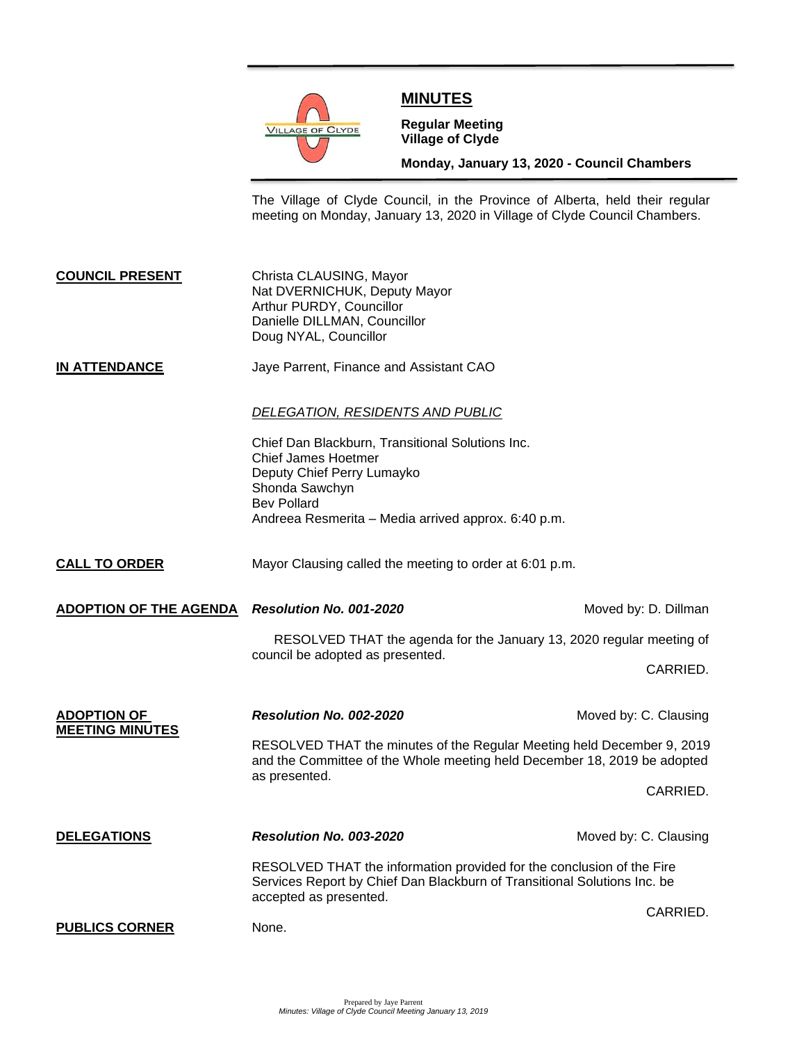# MINUTES

**Regular Meeting**
**Village of Clyde**

**Monday, January 13, 2020 - Council Chambers**

The Village of Clyde Council, in the Province of Alberta, held their regular meeting on Monday, January 13, 2020 in Village of Clyde Council Chambers.

**COUNCIL PRESENT**

Christa CLAUSING, Mayor
Nat DVERNICHUK, Deputy Mayor
Arthur PURDY, Councillor
Danielle DILLMAN, Councillor
Doug NYAL, Councillor

**IN ATTENDANCE**

Jaye Parrent, Finance and Assistant CAO

*DELEGATION, RESIDENTS AND PUBLIC*

Chief Dan Blackburn, Transitional Solutions Inc.
Chief James Hoetmer
Deputy Chief Perry Lumayko
Shonda Sawchyn
Bev Pollard
Andreea Resmerita – Media arrived approx. 6:40 p.m.

**CALL TO ORDER**

Mayor Clausing called the meeting to order at 6:01 p.m.

**ADOPTION OF THE AGENDA**

***Resolution No. 001-2020*** Moved by: D. Dillman

RESOLVED THAT the agenda for the January 13, 2020 regular meeting of council be adopted as presented.

CARRIED.

**ADOPTION OF MEETING MINUTES**

***Resolution No. 002-2020*** Moved by: C. Clausing

RESOLVED THAT the minutes of the Regular Meeting held December 9, 2019 and the Committee of the Whole meeting held December 18, 2019 be adopted as presented.

CARRIED.

**DELEGATIONS**

***Resolution No. 003-2020*** Moved by: C. Clausing

RESOLVED THAT the information provided for the conclusion of the Fire Services Report by Chief Dan Blackburn of Transitional Solutions Inc. be accepted as presented.

CARRIED.

**PUBLICS CORNER**

None.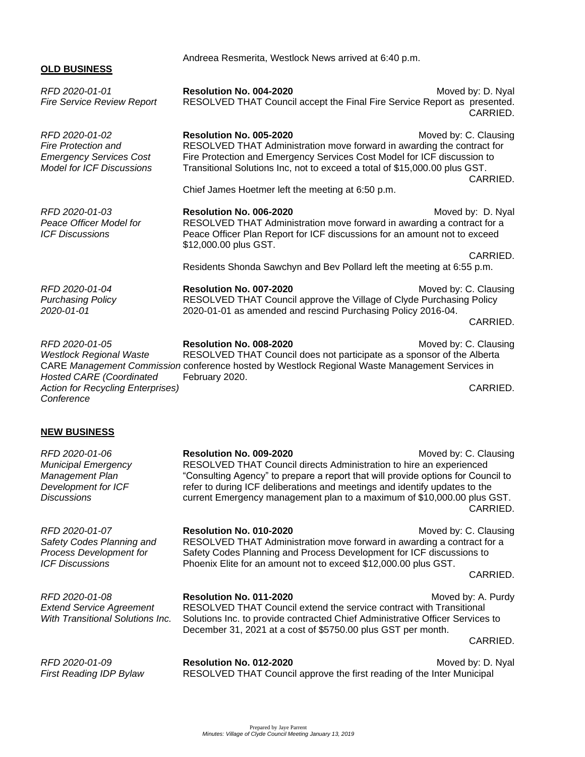Andreea Resmerita, Westlock News arrived at 6:40 p.m.

**OLD BUSINESS**

*RFD 2020-01-01*
*Fire Service Review Report*

**Resolution No. 004-2020** Moved by: D. Nyal

RESOLVED THAT Council accept the Final Fire Service Report as presented.

CARRIED.

*RFD 2020-01-02*
*Fire Protection and Emergency Services Cost Model for ICF Discussions*

**Resolution No. 005-2020** Moved by: C. Clausing

RESOLVED THAT Administration move forward in awarding the contract for Fire Protection and Emergency Services Cost Model for ICF discussion to Transitional Solutions Inc, not to exceed a total of $15,000.00 plus GST.

CARRIED.

Chief James Hoetmer left the meeting at 6:50 p.m.

*RFD 2020-01-03*
*Peace Officer Model for ICF Discussions*

**Resolution No. 006-2020** Moved by: D. Nyal

RESOLVED THAT Administration move forward in awarding a contract for a Peace Officer Plan Report for ICF discussions for an amount not to exceed $12,000.00 plus GST.

CARRIED.

Residents Shonda Sawchyn and Bev Pollard left the meeting at 6:55 p.m.

*RFD 2020-01-04*
*Purchasing Policy 2020-01-01*

**Resolution No. 007-2020** Moved by: C. Clausing

RESOLVED THAT Council approve the Village of Clyde Purchasing Policy 2020-01-01 as amended and rescind Purchasing Policy 2016-04.

CARRIED.

*RFD 2020-01-05*
*Westlock Regional Waste Management Commission Hosted CARE (Coordinated Action for Recycling Enterprises) Conference*

**Resolution No. 008-2020** Moved by: C. Clausing

RESOLVED THAT Council does not participate as a sponsor of the Alberta CARE conference hosted by Westlock Regional Waste Management Services in February 2020.

CARRIED.

**NEW BUSINESS**

*RFD 2020-01-06*
*Municipal Emergency Management Plan Development for ICF Discussions*

**Resolution No. 009-2020** Moved by: C. Clausing

RESOLVED THAT Council directs Administration to hire an experienced "Consulting Agency" to prepare a report that will provide options for Council to refer to during ICF deliberations and meetings and identify updates to the current Emergency management plan to a maximum of $10,000.00 plus GST.

CARRIED.

*RFD 2020-01-07*
*Safety Codes Planning and Process Development for ICF Discussions*

**Resolution No. 010-2020** Moved by: C. Clausing

RESOLVED THAT Administration move forward in awarding a contract for a Safety Codes Planning and Process Development for ICF discussions to Phoenix Elite for an amount not to exceed $12,000.00 plus GST.

CARRIED.

*RFD 2020-01-08*
*Extend Service Agreement With Transitional Solutions Inc.*

**Resolution No. 011-2020** Moved by: A. Purdy

RESOLVED THAT Council extend the service contract with Transitional Solutions Inc. to provide contracted Chief Administrative Officer Services to December 31, 2021 at a cost of $5750.00 plus GST per month.

CARRIED.

*RFD 2020-01-09*
*First Reading IDP Bylaw*

**Resolution No. 012-2020** Moved by: D. Nyal

RESOLVED THAT Council approve the first reading of the Inter Municipal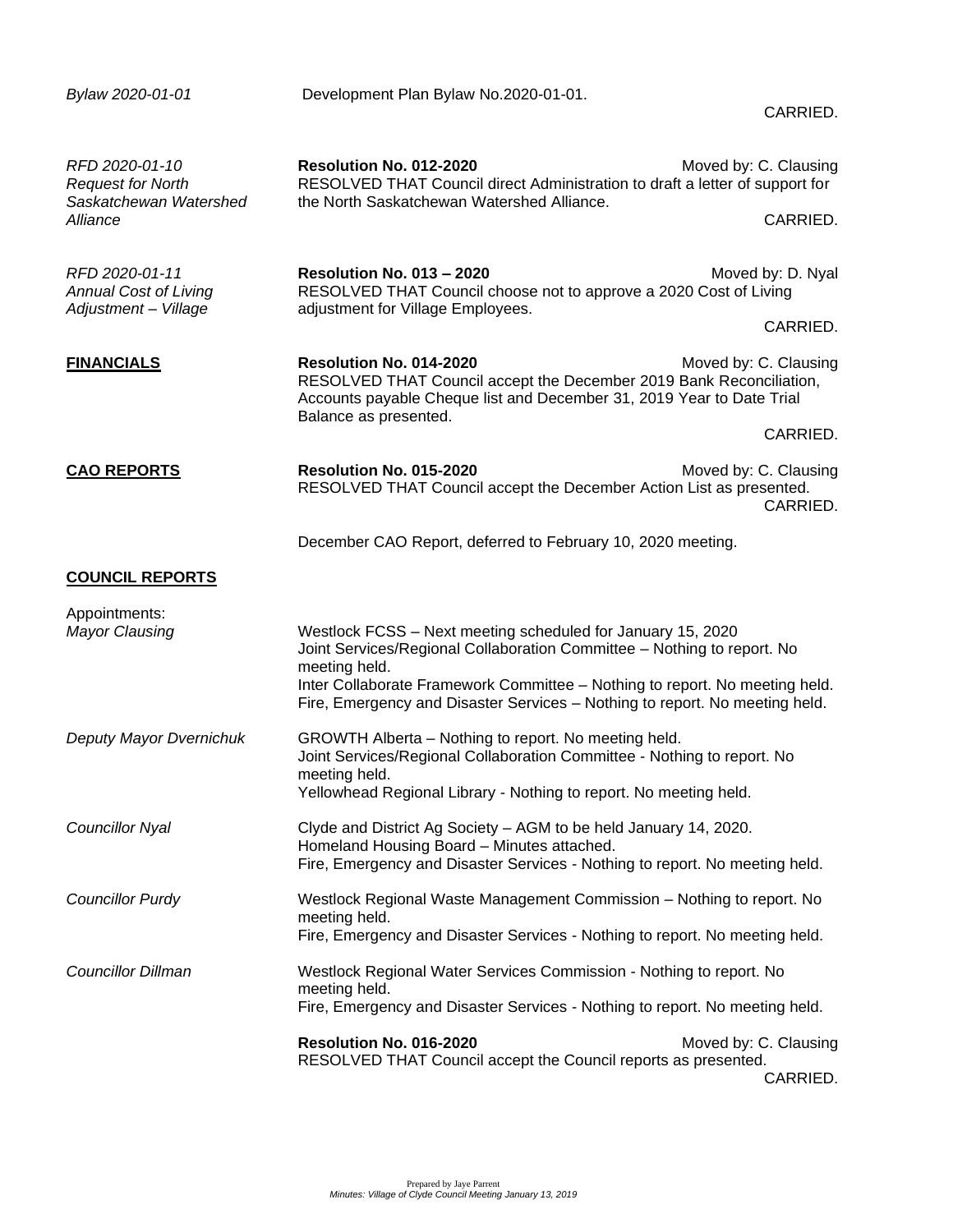*Bylaw 2020-01-01* Development Plan Bylaw No.2020-01-01.

CARRIED.

*RFD 2020-01-10*
*Request for North Saskatchewan Watershed Alliance*

**Resolution No. 012-2020** Moved by: C. Clausing

RESOLVED THAT Council direct Administration to draft a letter of support for the North Saskatchewan Watershed Alliance.

CARRIED.

*RFD 2020-01-11*
*Annual Cost of Living Adjustment – Village*

**Resolution No. 013 – 2020** Moved by: D. Nyal

RESOLVED THAT Council choose not to approve a 2020 Cost of Living adjustment for Village Employees.

CARRIED.

**FINANCIALS**

**Resolution No. 014-2020** Moved by: C. Clausing

RESOLVED THAT Council accept the December 2019 Bank Reconciliation, Accounts payable Cheque list and December 31, 2019 Year to Date Trial Balance as presented.

CARRIED.

**CAO REPORTS**

**Resolution No. 015-2020** Moved by: C. Clausing

RESOLVED THAT Council accept the December Action List as presented.

CARRIED.

December CAO Report, deferred to February 10, 2020 meeting.

**COUNCIL REPORTS**

Appointments:

*Mayor Clausing*

Westlock FCSS – Next meeting scheduled for January 15, 2020
Joint Services/Regional Collaboration Committee – Nothing to report. No meeting held.
Inter Collaborate Framework Committee – Nothing to report. No meeting held.
Fire, Emergency and Disaster Services – Nothing to report. No meeting held.

*Deputy Mayor Dvernichuk*

GROWTH Alberta – Nothing to report. No meeting held.
Joint Services/Regional Collaboration Committee - Nothing to report. No meeting held.
Yellowhead Regional Library - Nothing to report. No meeting held.

*Councillor Nyal*

Clyde and District Ag Society – AGM to be held January 14, 2020.
Homeland Housing Board – Minutes attached.
Fire, Emergency and Disaster Services - Nothing to report. No meeting held.

*Councillor Purdy*

Westlock Regional Waste Management Commission – Nothing to report. No meeting held.
Fire, Emergency and Disaster Services - Nothing to report. No meeting held.

*Councillor Dillman*

Westlock Regional Water Services Commission - Nothing to report. No meeting held.
Fire, Emergency and Disaster Services - Nothing to report. No meeting held.

**Resolution No. 016-2020** Moved by: C. Clausing

RESOLVED THAT Council accept the Council reports as presented.

CARRIED.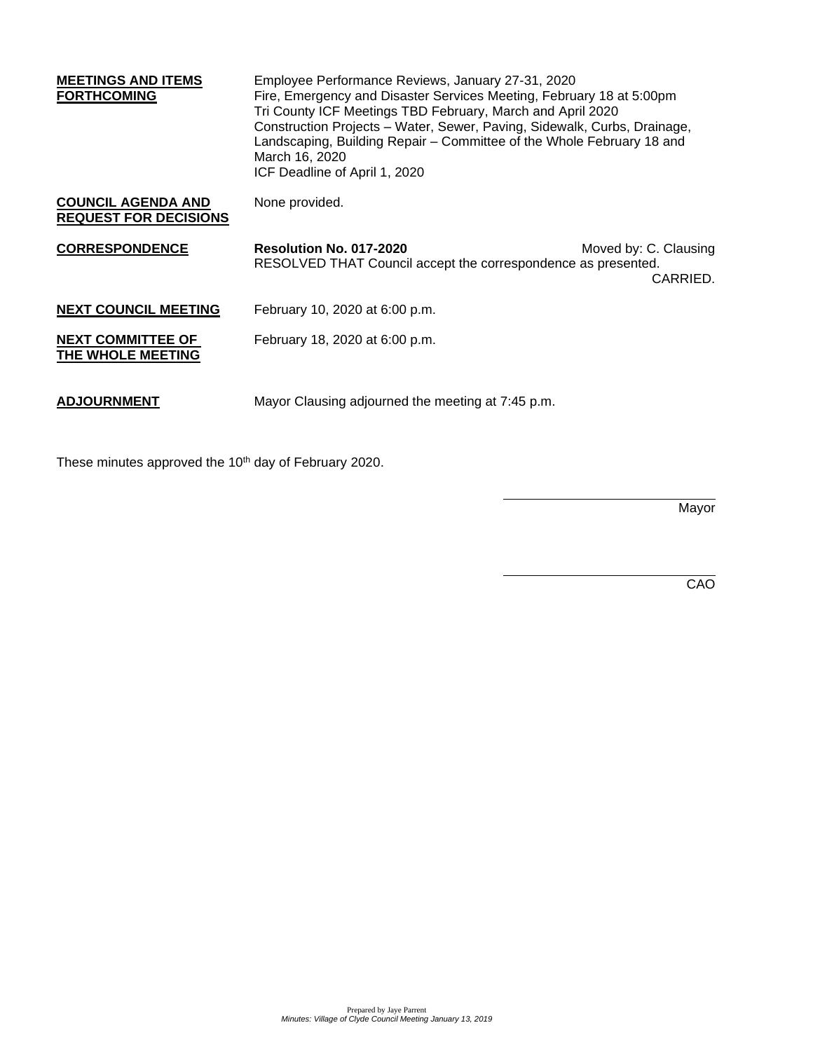**MEETINGS AND ITEMS FORTHCOMING**

Employee Performance Reviews, January 27-31, 2020
Fire, Emergency and Disaster Services Meeting, February 18 at 5:00pm
Tri County ICF Meetings TBD February, March and April 2020
Construction Projects – Water, Sewer, Paving, Sidewalk, Curbs, Drainage, Landscaping, Building Repair – Committee of the Whole February 18 and March 16, 2020
ICF Deadline of April 1, 2020

**COUNCIL AGENDA AND REQUEST FOR DECISIONS**

None provided.

**CORRESPONDENCE**

**Resolution No. 017-2020** Moved by: C. Clausing
RESOLVED THAT Council accept the correspondence as presented.
CARRIED.

**NEXT COUNCIL MEETING**

February 10, 2020 at 6:00 p.m.

**NEXT COMMITTEE OF THE WHOLE MEETING**

February 18, 2020 at 6:00 p.m.

**ADJOURNMENT**

Mayor Clausing adjourned the meeting at 7:45 p.m.

These minutes approved the 10th day of February 2020.

\_\_\_\_\_\_\_\_\_\_\_\_\_\_\_\_\_\_\_\_\_\_\_\_\_\_\_\_
Mayor

\_\_\_\_\_\_\_\_\_\_\_\_\_\_\_\_\_\_\_\_\_\_\_\_\_\_\_\_
CAO

Prepared by Jaye Parrent
*Minutes: Village of Clyde Council Meeting January 13, 2019*